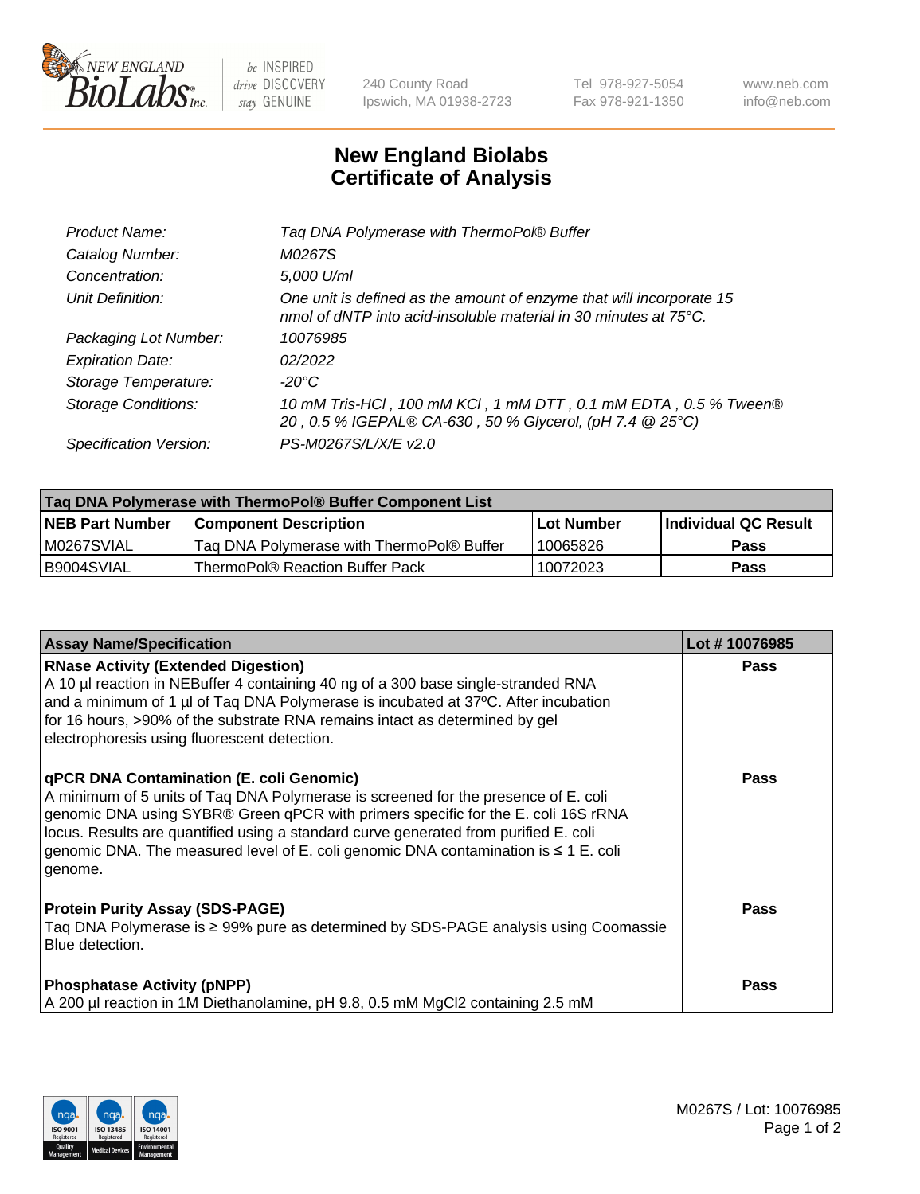# New England Biolabs Certificate of Analysis

| | |
|---|---|
| *Product Name:* | *Taq DNA Polymerase with ThermoPol® Buffer* |
| *Catalog Number:* | *M0267S* |
| *Concentration:* | *5,000 U/ml* |
| *Unit Definition:* | *One unit is defined as the amount of enzyme that will incorporate 15 nmol of dNTP into acid-insoluble material in 30 minutes at 75°C.* |
| *Packaging Lot Number:* | *10076985* |
| *Expiration Date:* | *02/2022* |
| *Storage Temperature:* | *-20°C* |
| *Storage Conditions:* | *10 mM Tris-HCl , 100 mM KCl , 1 mM DTT , 0.1 mM EDTA , 0.5 % Tween® 20 , 0.5 % IGEPAL® CA-630 , 50 % Glycerol, (pH 7.4 @ 25°C)* |
| *Specification Version:* | *PS-M0267S/L/X/E v2.0* |

| Taq DNA Polymerase with ThermoPol® Buffer Component List | | | |
|---|---|---|---|
| **NEB Part Number** | **Component Description** | **Lot Number** | **Individual QC Result** |
| M0267SVIAL | Taq DNA Polymerase with ThermoPol® Buffer | 10065826 | **Pass** |
| B9004SVIAL | ThermoPol® Reaction Buffer Pack | 10072023 | **Pass** |

| Assay Name/Specification | Lot # 10076985 |
|---|---|
| **RNase Activity (Extended Digestion)**<br>A 10 µl reaction in NEBuffer 4 containing 40 ng of a 300 base single-stranded RNA and a minimum of 1 µl of Taq DNA Polymerase is incubated at 37ºC. After incubation for 16 hours, >90% of the substrate RNA remains intact as determined by gel electrophoresis using fluorescent detection. | **Pass** |
| **qPCR DNA Contamination (E. coli Genomic)**<br>A minimum of 5 units of Taq DNA Polymerase is screened for the presence of E. coli genomic DNA using SYBR® Green qPCR with primers specific for the E. coli 16S rRNA locus. Results are quantified using a standard curve generated from purified E. coli genomic DNA. The measured level of E. coli genomic DNA contamination is ≤ 1 E. coli genome. | **Pass** |
| **Protein Purity Assay (SDS-PAGE)**<br>Taq DNA Polymerase is ≥ 99% pure as determined by SDS-PAGE analysis using Coomassie Blue detection. | **Pass** |
| **Phosphatase Activity (pNPP)**<br>A 200 µl reaction in 1M Diethanolamine, pH 9.8, 0.5 mM $MgCl_2$ containing 2.5 mM | **Pass** |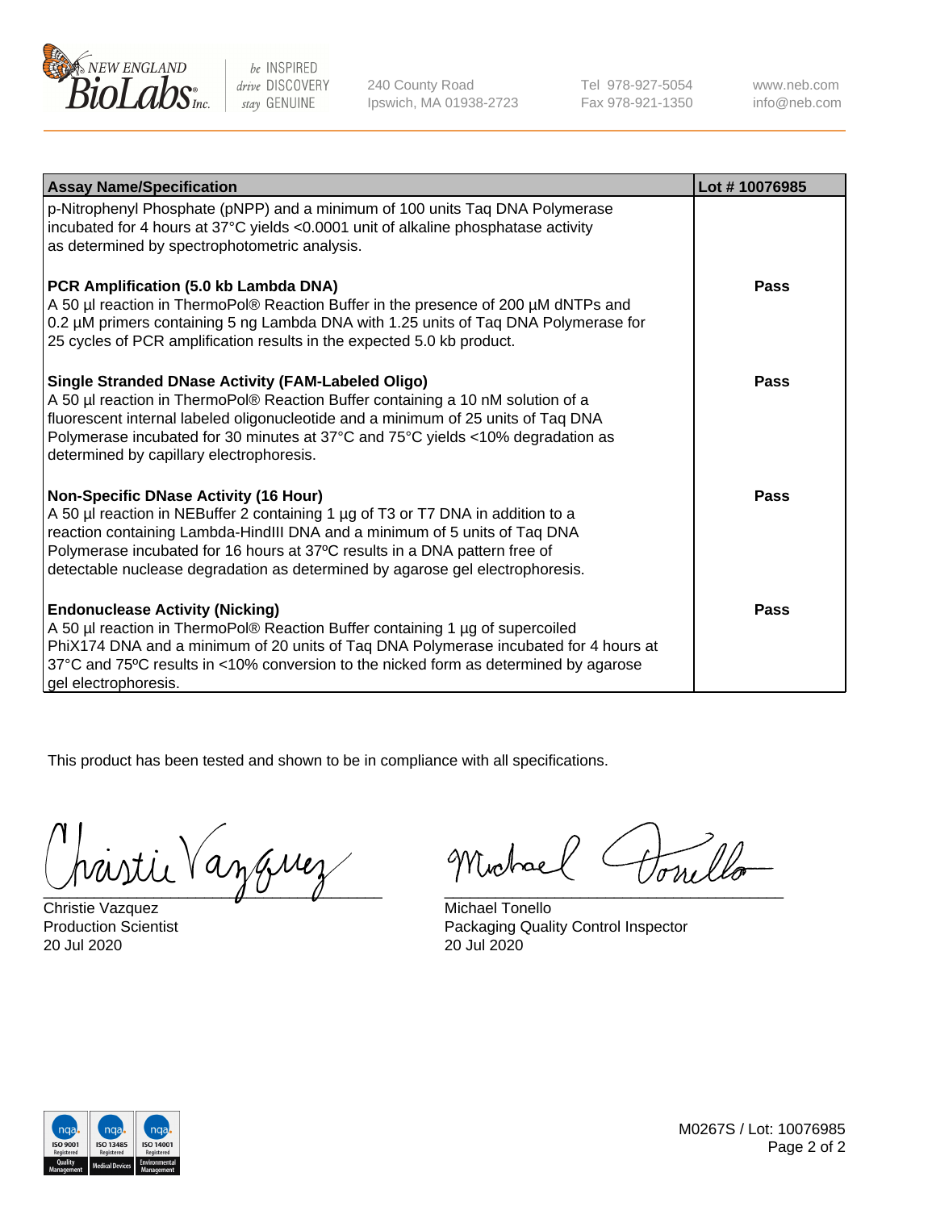| Assay Name/Specification | Lot # 10076985 |
|---|---|
| p-Nitrophenyl Phosphate (pNPP) and a minimum of 100 units Taq DNA Polymerase incubated for 4 hours at 37°C yields <0.0001 unit of alkaline phosphatase activity as determined by spectrophotometric analysis. | |
| **PCR Amplification (5.0 kb Lambda DNA)**<br>A 50 µl reaction in ThermoPol® Reaction Buffer in the presence of 200 µM dNTPs and 0.2 µM primers containing 5 ng Lambda DNA with 1.25 units of Taq DNA Polymerase for 25 cycles of PCR amplification results in the expected 5.0 kb product. | **Pass** |
| **Single Stranded DNase Activity (FAM-Labeled Oligo)**<br>A 50 µl reaction in ThermoPol® Reaction Buffer containing a 10 nM solution of a fluorescent internal labeled oligonucleotide and a minimum of 25 units of Taq DNA Polymerase incubated for 30 minutes at 37°C and 75°C yields <10% degradation as determined by capillary electrophoresis. | **Pass** |
| **Non-Specific DNase Activity (16 Hour)**<br>A 50 µl reaction in NEBuffer 2 containing 1 µg of T3 or T7 DNA in addition to a reaction containing Lambda-HindIII DNA and a minimum of 5 units of Taq DNA Polymerase incubated for 16 hours at 37ºC results in a DNA pattern free of detectable nuclease degradation as determined by agarose gel electrophoresis. | **Pass** |
| **Endonuclease Activity (Nicking)**<br>A 50 µl reaction in ThermoPol® Reaction Buffer containing 1 µg of supercoiled PhiX174 DNA and a minimum of 20 units of Taq DNA Polymerase incubated for 4 hours at 37°C and 75ºC results in <10% conversion to the nicked form as determined by agarose gel electrophoresis. | **Pass** |

This product has been tested and shown to be in compliance with all specifications.

Christie Vazquez
Production Scientist
20 Jul 2020

Michael Tonello
Packaging Quality Control Inspector
20 Jul 2020

M0267S / Lot: 10076985